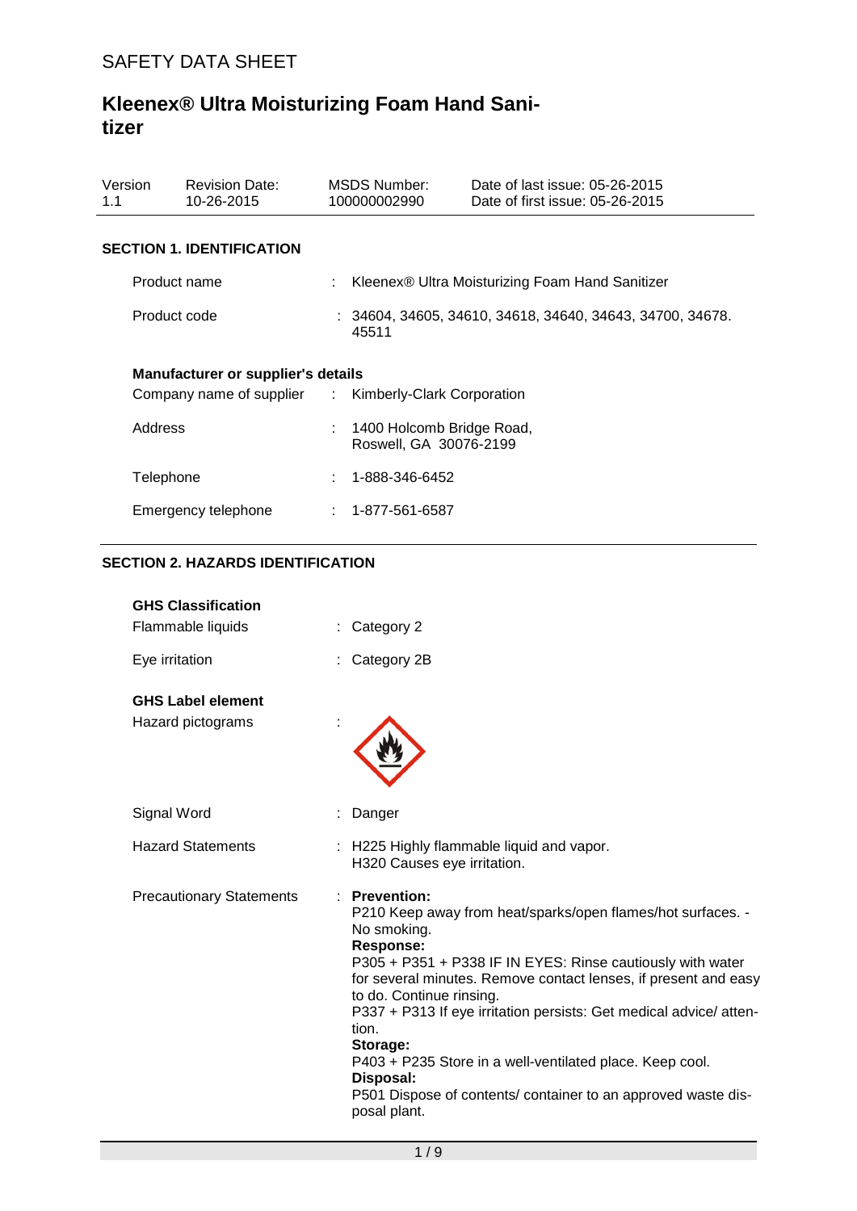SAFETY DATA SHEET

# Kleenex® Ultra Moisturizing Foam Hand Sanitizer

| Version | Revision Date: | MSDS Number: | Date of last issue: 05-26-2015 |
|---|---|---|---|
| 1.1 | 10-26-2015 | 100000002990 | Date of first issue: 05-26-2015 |

## SECTION 1. IDENTIFICATION

Product name : Kleenex® Ultra Moisturizing Foam Hand Sanitizer

Product code : 34604, 34605, 34610, 34618, 34640, 34643, 34700, 34678. 45511

**Manufacturer or supplier's details**

Company name of supplier : Kimberly-Clark Corporation

Address : 1400 Holcomb Bridge Road, Roswell, GA 30076-2199

Telephone : 1-888-346-6452

Emergency telephone : 1-877-561-6587

## SECTION 2. HAZARDS IDENTIFICATION

**GHS Classification**

Flammable liquids : Category 2

Eye irritation : Category 2B

**GHS Label element**

Hazard pictograms :

Signal Word : Danger

Hazard Statements : H225 Highly flammable liquid and vapor.
H320 Causes eye irritation.

Precautionary Statements : **Prevention:**
P210 Keep away from heat/sparks/open flames/hot surfaces. - No smoking.
**Response:**
P305 + P351 + P338 IF IN EYES: Rinse cautiously with water for several minutes. Remove contact lenses, if present and easy to do. Continue rinsing.
P337 + P313 If eye irritation persists: Get medical advice/ attention.
**Storage:**
P403 + P235 Store in a well-ventilated place. Keep cool.
**Disposal:**
P501 Dispose of contents/ container to an approved waste disposal plant.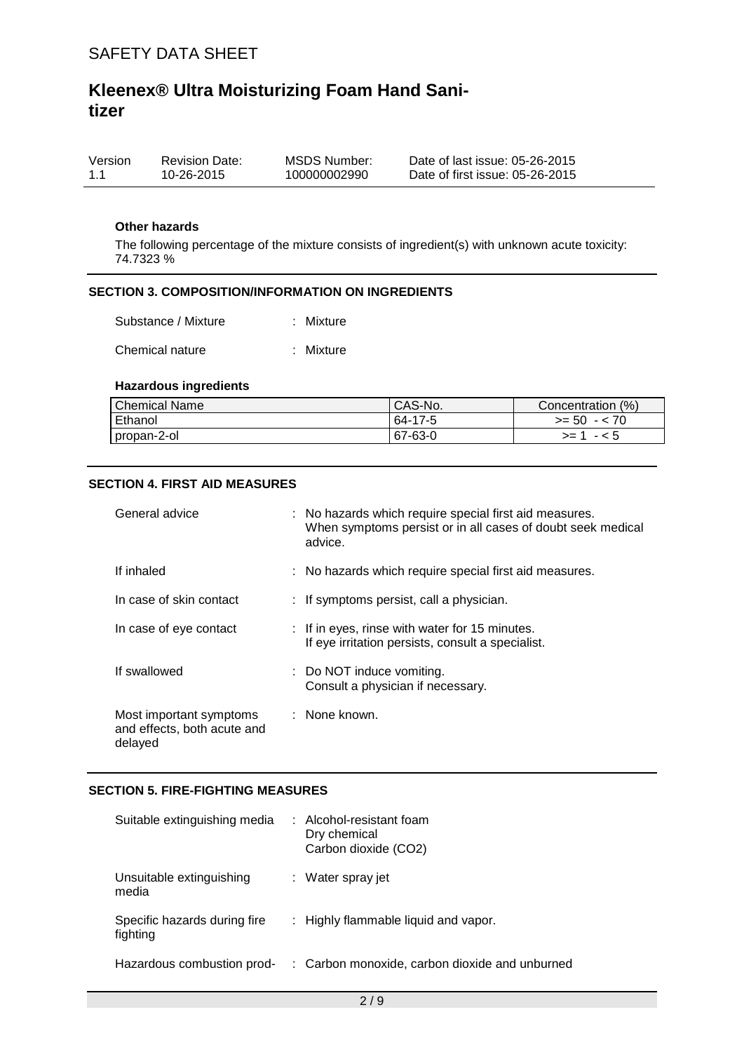### Other hazards

The following percentage of the mixture consists of ingredient(s) with unknown acute toxicity: 74.7323 %

## SECTION 3. COMPOSITION/INFORMATION ON INGREDIENTS

| | |
|---|---|
| Substance / Mixture | : Mixture |
| Chemical nature | : Mixture |

### Hazardous ingredients

| Chemical Name | CAS-No. | Concentration (%) |
|---|---|---|
| Ethanol | 64-17-5 | >= 50 - < 70 |
| propan-2-ol | 67-63-0 | >= 1 - < 5 |

## SECTION 4. FIRST AID MEASURES

| | |
|---|---|
| General advice | : No hazards which require special first aid measures.<br>When symptoms persist or in all cases of doubt seek medical advice. |
| If inhaled | : No hazards which require special first aid measures. |
| In case of skin contact | : If symptoms persist, call a physician. |
| In case of eye contact | : If in eyes, rinse with water for 15 minutes.<br>If eye irritation persists, consult a specialist. |
| If swallowed | : Do NOT induce vomiting.<br>Consult a physician if necessary. |
| Most important symptoms and effects, both acute and delayed | : None known. |

## SECTION 5. FIRE-FIGHTING MEASURES

| | |
|---|---|
| Suitable extinguishing media | : Alcohol-resistant foam<br>Dry chemical<br>Carbon dioxide (CO2) |
| Unsuitable extinguishing media | : Water spray jet |
| Specific hazards during fire fighting | : Highly flammable liquid and vapor. |
| Hazardous combustion prod- | : Carbon monoxide, carbon dioxide and unburned |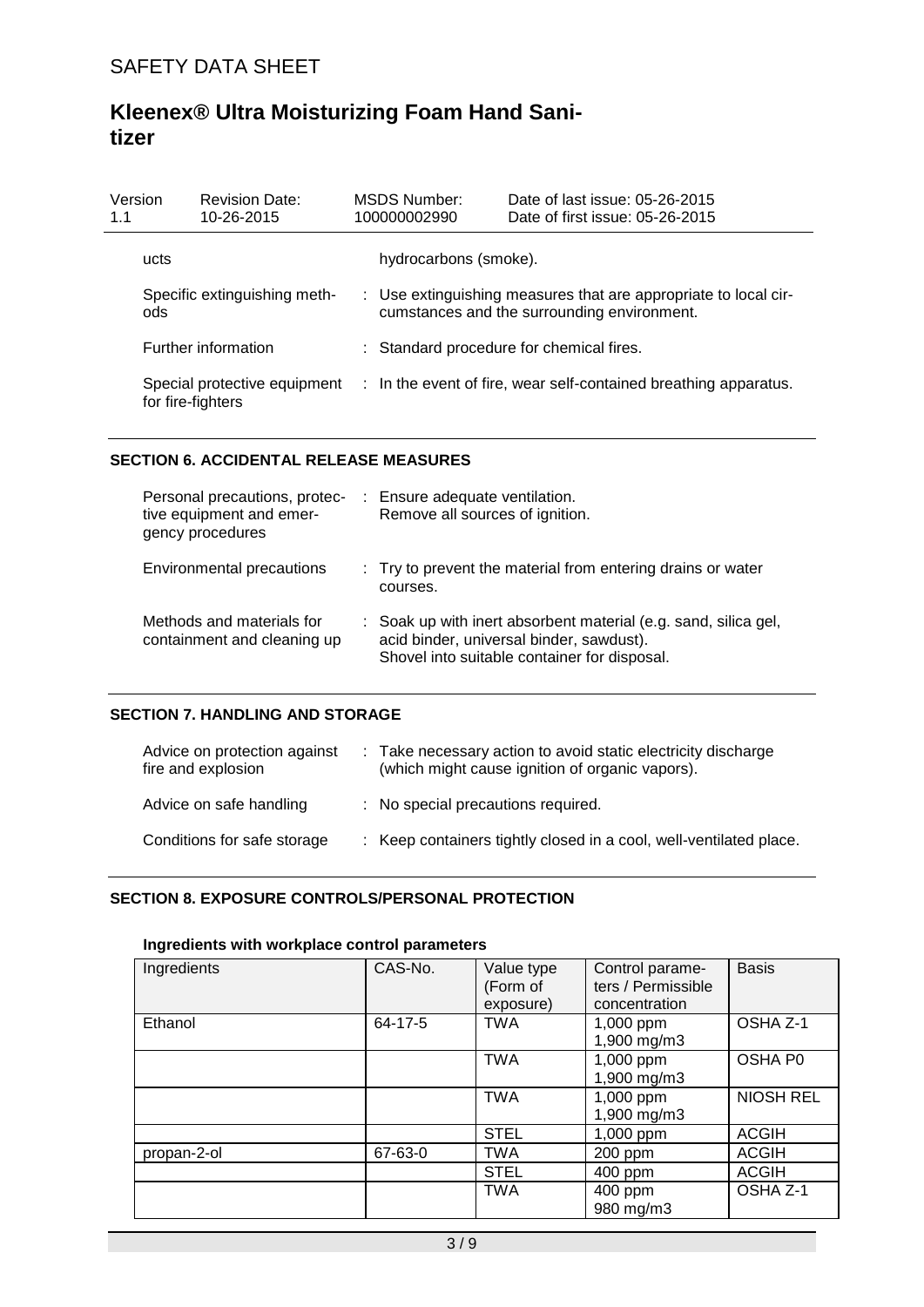| | |
|---|---|
| ucts | hydrocarbons (smoke). |
| Specific extinguishing methods | : Use extinguishing measures that are appropriate to local circumstances and the surrounding environment. |
| Further information | : Standard procedure for chemical fires. |
| Special protective equipment for fire-fighters | : In the event of fire, wear self-contained breathing apparatus. |

## SECTION 6. ACCIDENTAL RELEASE MEASURES

| | |
|---|---|
| Personal precautions, protective equipment and emergency procedures | : Ensure adequate ventilation. Remove all sources of ignition. |
| Environmental precautions | : Try to prevent the material from entering drains or water courses. |
| Methods and materials for containment and cleaning up | : Soak up with inert absorbent material (e.g. sand, silica gel, acid binder, universal binder, sawdust). Shovel into suitable container for disposal. |

## SECTION 7. HANDLING AND STORAGE

| | |
|---|---|
| Advice on protection against fire and explosion | : Take necessary action to avoid static electricity discharge (which might cause ignition of organic vapors). |
| Advice on safe handling | : No special precautions required. |
| Conditions for safe storage | : Keep containers tightly closed in a cool, well-ventilated place. |

## SECTION 8. EXPOSURE CONTROLS/PERSONAL PROTECTION

### Ingredients with workplace control parameters

| Ingredients | CAS-No. | Value type (Form of exposure) | Control parameters / Permissible concentration | Basis |
|---|---|---|---|---|
| Ethanol | 64-17-5 | TWA | 1,000 ppm 1,900 mg/m3 | OSHA Z-1 |
| | | TWA | 1,000 ppm 1,900 mg/m3 | OSHA P0 |
| | | TWA | 1,000 ppm 1,900 mg/m3 | NIOSH REL |
| | | STEL | 1,000 ppm | ACGIH |
| propan-2-ol | 67-63-0 | TWA | 200 ppm | ACGIH |
| | | STEL | 400 ppm | ACGIH |
| | | TWA | 400 ppm 980 mg/m3 | OSHA Z-1 |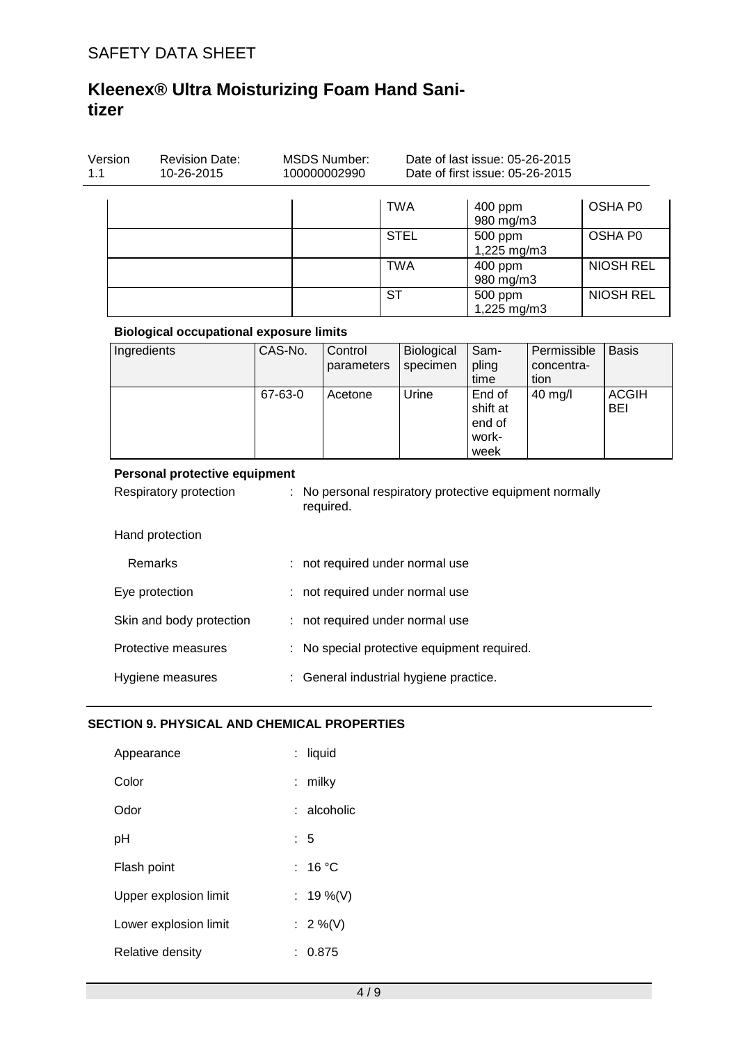| | | | | |
|---|---|---|---|---|
| | | TWA | 400 ppm<br>980 mg/m3 | OSHA P0 |
| | | STEL | 500 ppm<br>1,225 mg/m3 | OSHA P0 |
| | | TWA | 400 ppm<br>980 mg/m3 | NIOSH REL |
| | | ST | 500 ppm<br>1,225 mg/m3 | NIOSH REL |

**Biological occupational exposure limits**

| Ingredients | CAS-No. | Control parameters | Biological specimen | Sampling time | Permissible concentration | Basis |
|---|---|---|---|---|---|---|
| | 67-63-0 | Acetone | Urine | End of shift at end of workweek | 40 mg/l | ACGIH BEI |

**Personal protective equipment**

Respiratory protection : No personal respiratory protective equipment normally required.

Hand protection

Remarks : not required under normal use

Eye protection : not required under normal use

Skin and body protection : not required under normal use

Protective measures : No special protective equipment required.

Hygiene measures : General industrial hygiene practice.

## SECTION 9. PHYSICAL AND CHEMICAL PROPERTIES

Appearance : liquid

Color : milky

Odor : alcoholic

pH : 5

Flash point : 16 °C

Upper explosion limit : 19 %(V)

Lower explosion limit : 2 %(V)

Relative density : 0.875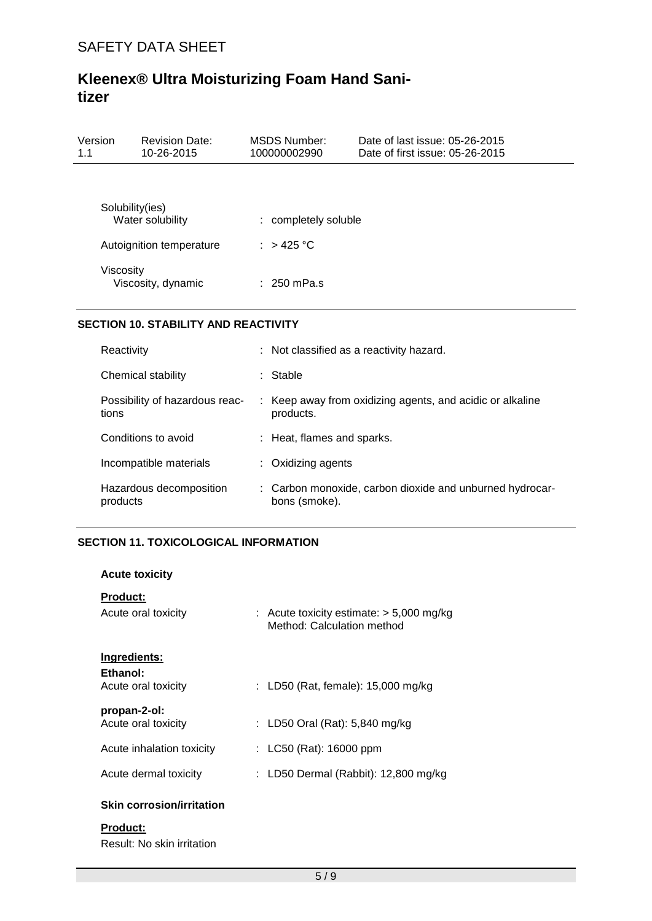| | |
|---|---|
| Solubility(ies) | |
| Water solubility | : completely soluble |
| Autoignition temperature | : > 425 °C |
| Viscosity | |
| Viscosity, dynamic | : 250 mPa.s |

## SECTION 10. STABILITY AND REACTIVITY

| | |
|---|---|
| Reactivity | : Not classified as a reactivity hazard. |
| Chemical stability | : Stable |
| Possibility of hazardous reactions | : Keep away from oxidizing agents, and acidic or alkaline products. |
| Conditions to avoid | : Heat, flames and sparks. |
| Incompatible materials | : Oxidizing agents |
| Hazardous decomposition products | : Carbon monoxide, carbon dioxide and unburned hydrocarbons (smoke). |

## SECTION 11. TOXICOLOGICAL INFORMATION

**Acute toxicity**

**Product:**

| | |
|---|---|
| Acute oral toxicity | : Acute toxicity estimate: > 5,000 mg/kg<br>Method: Calculation method |

**Ingredients:**

**Ethanol:**

| | |
|---|---|
| Acute oral toxicity | : LD50 (Rat, female): 15,000 mg/kg |

**propan-2-ol:**

| | |
|---|---|
| Acute oral toxicity | : LD50 Oral (Rat): 5,840 mg/kg |
| Acute inhalation toxicity | : LC50 (Rat): 16000 ppm |
| Acute dermal toxicity | : LD50 Dermal (Rabbit): 12,800 mg/kg |

**Skin corrosion/irritation**

**Product:**

Result: No skin irritation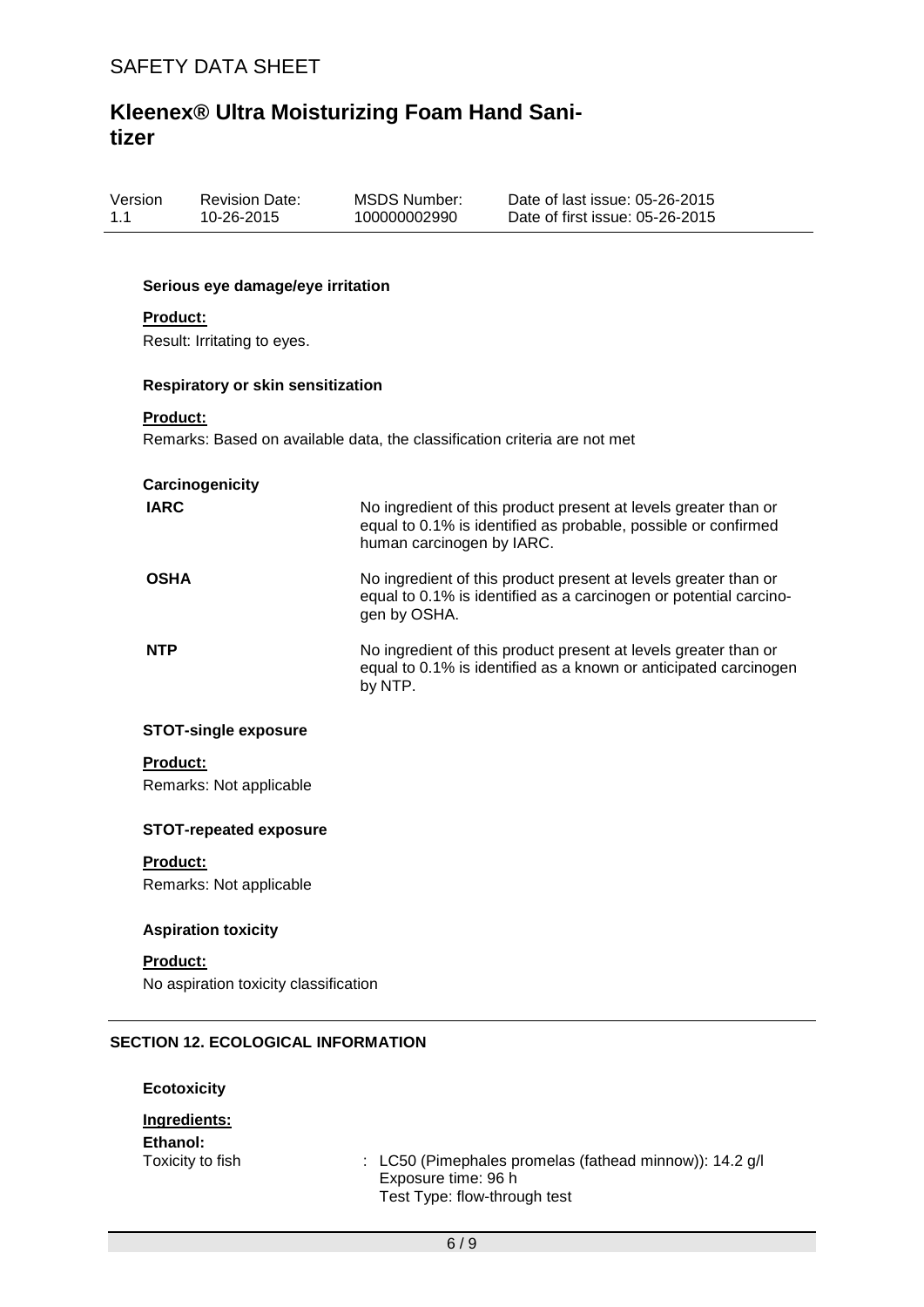#### Serious eye damage/eye irritation

**Product:**

Result: Irritating to eyes.

#### Respiratory or skin sensitization

**Product:**

Remarks: Based on available data, the classification criteria are not met

#### Carcinogenicity

| | |
|---|---|
| **IARC** | No ingredient of this product present at levels greater than or equal to 0.1% is identified as probable, possible or confirmed human carcinogen by IARC. |
| **OSHA** | No ingredient of this product present at levels greater than or equal to 0.1% is identified as a carcinogen or potential carcinogen by OSHA. |
| **NTP** | No ingredient of this product present at levels greater than or equal to 0.1% is identified as a known or anticipated carcinogen by NTP. |

#### STOT-single exposure

**Product:**

Remarks: Not applicable

#### STOT-repeated exposure

**Product:**

Remarks: Not applicable

#### Aspiration toxicity

**Product:**

No aspiration toxicity classification

## SECTION 12. ECOLOGICAL INFORMATION

#### Ecotoxicity

**Ingredients:**

**Ethanol:**

Toxicity to fish : LC50 (Pimephales promelas (fathead minnow)): 14.2 g/l
Exposure time: 96 h
Test Type: flow-through test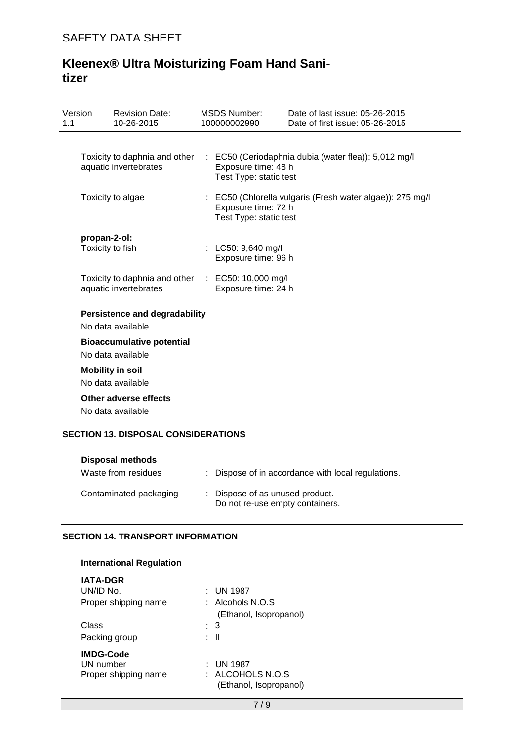| | |
|---|---|
| Toxicity to daphnia and other aquatic invertebrates | : EC50 (Ceriodaphnia dubia (water flea)): 5,012 mg/l<br>Exposure time: 48 h<br>Test Type: static test |
| Toxicity to algae | : EC50 (Chlorella vulgaris (Fresh water algae)): 275 mg/l<br>Exposure time: 72 h<br>Test Type: static test |

**propan-2-ol:**

| | |
|---|---|
| Toxicity to fish | : LC50: 9,640 mg/l<br>Exposure time: 96 h |
| Toxicity to daphnia and other aquatic invertebrates | : EC50: 10,000 mg/l<br>Exposure time: 24 h |

**Persistence and degradability**

No data available

**Bioaccumulative potential**

No data available

**Mobility in soil**

No data available

**Other adverse effects**

No data available

## SECTION 13. DISPOSAL CONSIDERATIONS

**Disposal methods**

| | |
|---|---|
| Waste from residues | : Dispose of in accordance with local regulations. |
| Contaminated packaging | : Dispose of as unused product.<br>Do not re-use empty containers. |

## SECTION 14. TRANSPORT INFORMATION

**International Regulation**

**IATA-DGR**

| | |
|---|---|
| UN/ID No. | : UN 1987 |
| Proper shipping name | : Alcohols N.O.S<br>(Ethanol, Isopropanol) |
| Class | : 3 |
| Packing group | : II |

**IMDG-Code**

| | |
|---|---|
| UN number | : UN 1987 |
| Proper shipping name | : ALCOHOLS N.O.S<br>(Ethanol, Isopropanol) |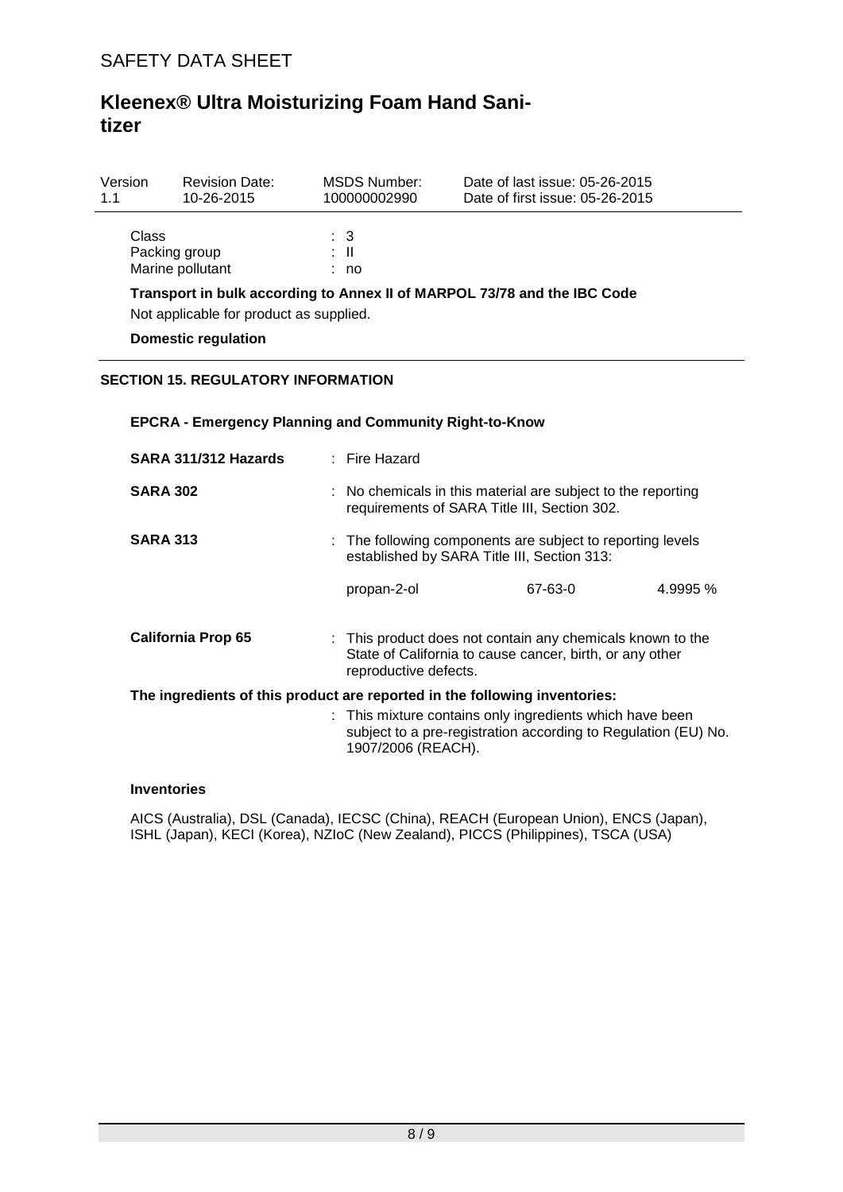| | |
|---|---|
| Class | : 3 |
| Packing group | : II |
| Marine pollutant | : no |

**Transport in bulk according to Annex II of MARPOL 73/78 and the IBC Code**

Not applicable for product as supplied.

**Domestic regulation**

## SECTION 15. REGULATORY INFORMATION

**EPCRA - Emergency Planning and Community Right-to-Know**

**SARA 311/312 Hazards** : Fire Hazard

**SARA 302** : No chemicals in this material are subject to the reporting requirements of SARA Title III, Section 302.

**SARA 313** : The following components are subject to reporting levels established by SARA Title III, Section 313:

| | | |
|---|---|---|
| propan-2-ol | 67-63-0 | 4.9995 % |

**California Prop 65** : This product does not contain any chemicals known to the State of California to cause cancer, birth, or any other reproductive defects.

**The ingredients of this product are reported in the following inventories:**

: This mixture contains only ingredients which have been subject to a pre-registration according to Regulation (EU) No. 1907/2006 (REACH).

**Inventories**

AICS (Australia), DSL (Canada), IECSC (China), REACH (European Union), ENCS (Japan), ISHL (Japan), KECI (Korea), NZIoC (New Zealand), PICCS (Philippines), TSCA (USA)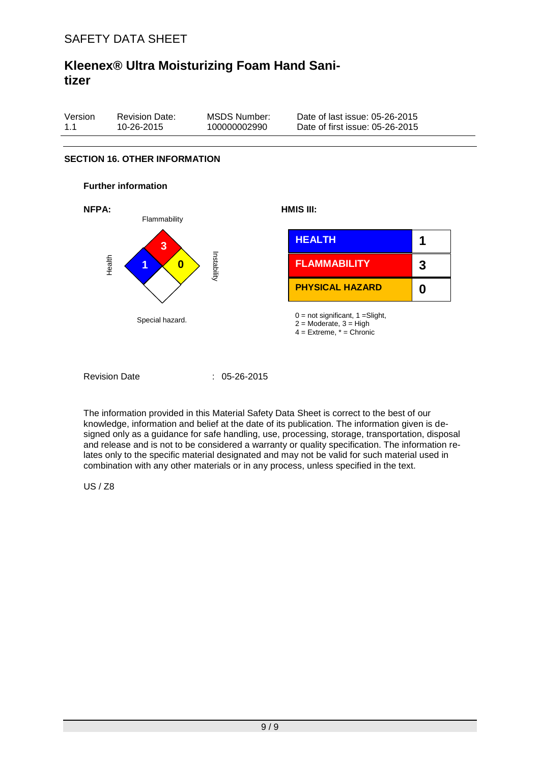## Section 16. Other Information

### Further information

**NFPA:**

Flammability

Health

Instability

3

1

0

Special hazard.

**HMIS III:**

| | |
|---|---|
| HEALTH | 1 |
| FLAMMABILITY | 3 |
| PHYSICAL HAZARD | 0 |

0 = not significant, 1 =Slight,
2 = Moderate, 3 = High
4 = Extreme, * = Chronic

Revision Date : 05-26-2015

The information provided in this Material Safety Data Sheet is correct to the best of our knowledge, information and belief at the date of its publication. The information given is designed only as a guidance for safe handling, use, processing, storage, transportation, disposal and release and is not to be considered a warranty or quality specification. The information relates only to the specific material designated and may not be valid for such material used in combination with any other materials or in any process, unless specified in the text.

US / Z8